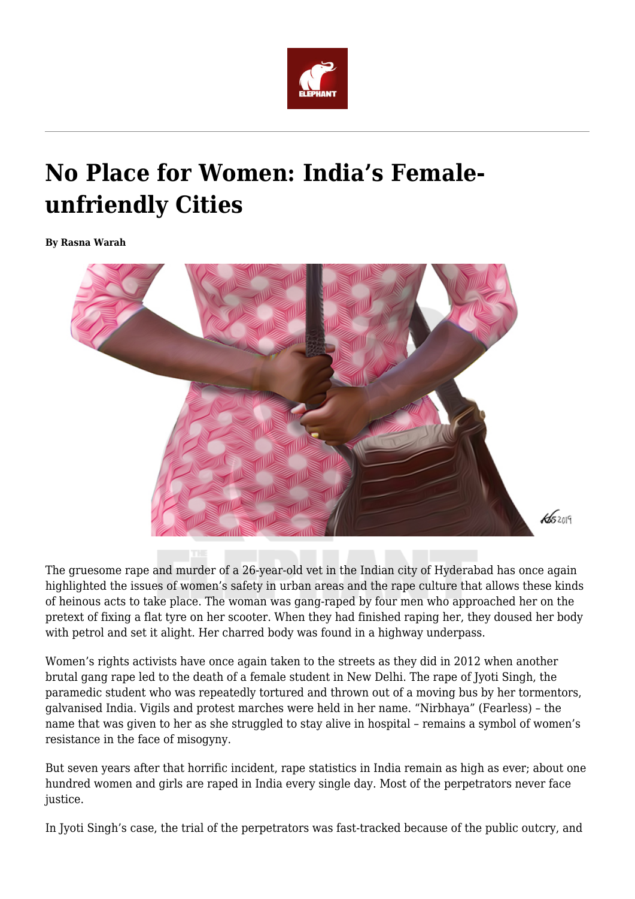# No Place for Women: India's Female-unfriendly Cities

**By Rasna Warah**

The gruesome rape and murder of a 26-year-old vet in the Indian city of Hyderabad has once again highlighted the issues of women's safety in urban areas and the rape culture that allows these kinds of heinous acts to take place. The woman was gang-raped by four men who approached her on the pretext of fixing a flat tyre on her scooter. When they had finished raping her, they doused her body with petrol and set it alight. Her charred body was found in a highway underpass.

Women's rights activists have once again taken to the streets as they did in 2012 when another brutal gang rape led to the death of a female student in New Delhi. The rape of Jyoti Singh, the paramedic student who was repeatedly tortured and thrown out of a moving bus by her tormentors, galvanised India. Vigils and protest marches were held in her name. "Nirbhaya" (Fearless) – the name that was given to her as she struggled to stay alive in hospital – remains a symbol of women's resistance in the face of misogyny.

But seven years after that horrific incident, rape statistics in India remain as high as ever; about one hundred women and girls are raped in India every single day. Most of the perpetrators never face justice.

In Jyoti Singh's case, the trial of the perpetrators was fast-tracked because of the public outcry, and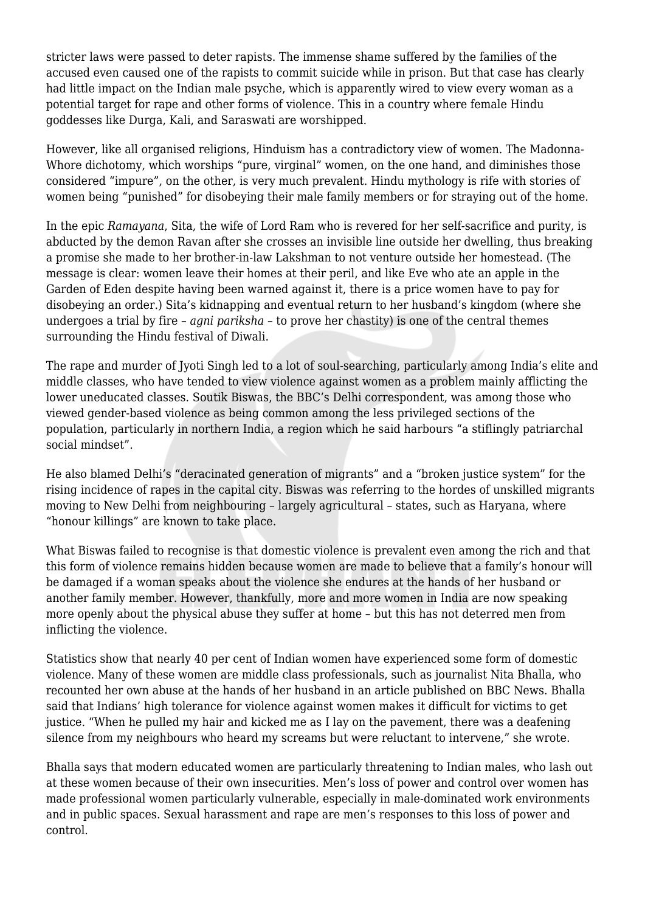stricter laws were passed to deter rapists. The immense shame suffered by the families of the accused even caused one of the rapists to commit suicide while in prison. But that case has clearly had little impact on the Indian male psyche, which is apparently wired to view every woman as a potential target for rape and other forms of violence. This in a country where female Hindu goddesses like Durga, Kali, and Saraswati are worshipped.

However, like all organised religions, Hinduism has a contradictory view of women. The Madonna-Whore dichotomy, which worships "pure, virginal" women, on the one hand, and diminishes those considered "impure", on the other, is very much prevalent. Hindu mythology is rife with stories of women being "punished" for disobeying their male family members or for straying out of the home.

In the epic *Ramayana*, Sita, the wife of Lord Ram who is revered for her self-sacrifice and purity, is abducted by the demon Ravan after she crosses an invisible line outside her dwelling, thus breaking a promise she made to her brother-in-law Lakshman to not venture outside her homestead. (The message is clear: women leave their homes at their peril, and like Eve who ate an apple in the Garden of Eden despite having been warned against it, there is a price women have to pay for disobeying an order.) Sita's kidnapping and eventual return to her husband's kingdom (where she undergoes a trial by fire – *agni pariksha* – to prove her chastity) is one of the central themes surrounding the Hindu festival of Diwali.

The rape and murder of Jyoti Singh led to a lot of soul-searching, particularly among India's elite and middle classes, who have tended to view violence against women as a problem mainly afflicting the lower uneducated classes. Soutik Biswas, the BBC's Delhi correspondent, was among those who viewed gender-based violence as being common among the less privileged sections of the population, particularly in northern India, a region which he said harbours "a stiflingly patriarchal social mindset".

He also blamed Delhi's "deracinated generation of migrants" and a "broken justice system" for the rising incidence of rapes in the capital city. Biswas was referring to the hordes of unskilled migrants moving to New Delhi from neighbouring – largely agricultural – states, such as Haryana, where "honour killings" are known to take place.

What Biswas failed to recognise is that domestic violence is prevalent even among the rich and that this form of violence remains hidden because women are made to believe that a family's honour will be damaged if a woman speaks about the violence she endures at the hands of her husband or another family member. However, thankfully, more and more women in India are now speaking more openly about the physical abuse they suffer at home – but this has not deterred men from inflicting the violence.

Statistics show that nearly 40 per cent of Indian women have experienced some form of domestic violence. Many of these women are middle class professionals, such as journalist Nita Bhalla, who recounted her own abuse at the hands of her husband in an article published on BBC News. Bhalla said that Indians' high tolerance for violence against women makes it difficult for victims to get justice. "When he pulled my hair and kicked me as I lay on the pavement, there was a deafening silence from my neighbours who heard my screams but were reluctant to intervene," she wrote.

Bhalla says that modern educated women are particularly threatening to Indian males, who lash out at these women because of their own insecurities. Men's loss of power and control over women has made professional women particularly vulnerable, especially in male-dominated work environments and in public spaces. Sexual harassment and rape are men's responses to this loss of power and control.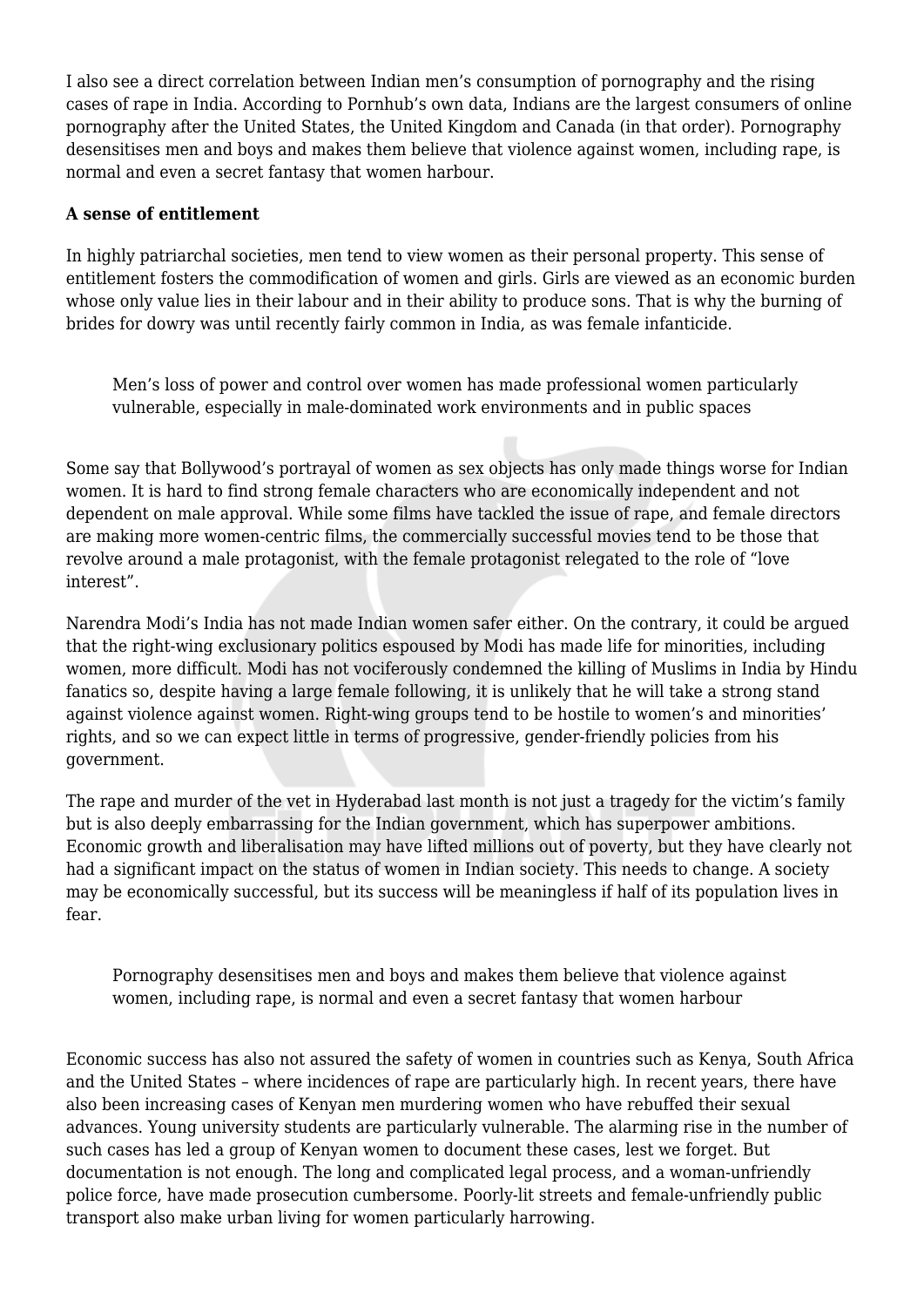I also see a direct correlation between Indian men's consumption of pornography and the rising cases of rape in India. According to Pornhub's own data, Indians are the largest consumers of online pornography after the United States, the United Kingdom and Canada (in that order). Pornography desensitises men and boys and makes them believe that violence against women, including rape, is normal and even a secret fantasy that women harbour.

**A sense of entitlement**

In highly patriarchal societies, men tend to view women as their personal property. This sense of entitlement fosters the commodification of women and girls. Girls are viewed as an economic burden whose only value lies in their labour and in their ability to produce sons. That is why the burning of brides for dowry was until recently fairly common in India, as was female infanticide.

> Men's loss of power and control over women has made professional women particularly vulnerable, especially in male-dominated work environments and in public spaces

Some say that Bollywood's portrayal of women as sex objects has only made things worse for Indian women. It is hard to find strong female characters who are economically independent and not dependent on male approval. While some films have tackled the issue of rape, and female directors are making more women-centric films, the commercially successful movies tend to be those that revolve around a male protagonist, with the female protagonist relegated to the role of "love interest".

Narendra Modi's India has not made Indian women safer either. On the contrary, it could be argued that the right-wing exclusionary politics espoused by Modi has made life for minorities, including women, more difficult. Modi has not vociferously condemned the killing of Muslims in India by Hindu fanatics so, despite having a large female following, it is unlikely that he will take a strong stand against violence against women. Right-wing groups tend to be hostile to women's and minorities' rights, and so we can expect little in terms of progressive, gender-friendly policies from his government.

The rape and murder of the vet in Hyderabad last month is not just a tragedy for the victim's family but is also deeply embarrassing for the Indian government, which has superpower ambitions. Economic growth and liberalisation may have lifted millions out of poverty, but they have clearly not had a significant impact on the status of women in Indian society. This needs to change. A society may be economically successful, but its success will be meaningless if half of its population lives in fear.

> Pornography desensitises men and boys and makes them believe that violence against women, including rape, is normal and even a secret fantasy that women harbour

Economic success has also not assured the safety of women in countries such as Kenya, South Africa and the United States – where incidences of rape are particularly high. In recent years, there have also been increasing cases of Kenyan men murdering women who have rebuffed their sexual advances. Young university students are particularly vulnerable. The alarming rise in the number of such cases has led a group of Kenyan women to document these cases, lest we forget. But documentation is not enough. The long and complicated legal process, and a woman-unfriendly police force, have made prosecution cumbersome. Poorly-lit streets and female-unfriendly public transport also make urban living for women particularly harrowing.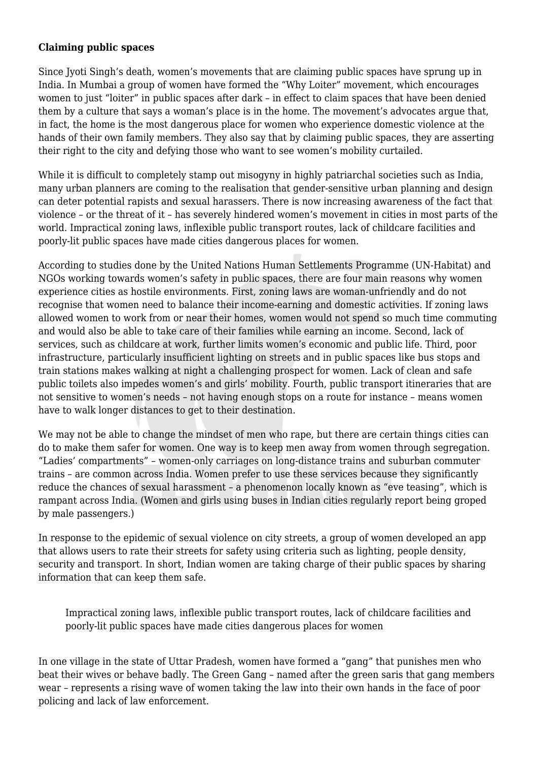**Claiming public spaces**

Since Jyoti Singh's death, women's movements that are claiming public spaces have sprung up in India. In Mumbai a group of women have formed the "Why Loiter" movement, which encourages women to just "loiter" in public spaces after dark – in effect to claim spaces that have been denied them by a culture that says a woman's place is in the home. The movement's advocates argue that, in fact, the home is the most dangerous place for women who experience domestic violence at the hands of their own family members. They also say that by claiming public spaces, they are asserting their right to the city and defying those who want to see women's mobility curtailed.

While it is difficult to completely stamp out misogyny in highly patriarchal societies such as India, many urban planners are coming to the realisation that gender-sensitive urban planning and design can deter potential rapists and sexual harassers. There is now increasing awareness of the fact that violence – or the threat of it – has severely hindered women's movement in cities in most parts of the world. Impractical zoning laws, inflexible public transport routes, lack of childcare facilities and poorly-lit public spaces have made cities dangerous places for women.

According to studies done by the United Nations Human Settlements Programme (UN-Habitat) and NGOs working towards women's safety in public spaces, there are four main reasons why women experience cities as hostile environments. First, zoning laws are woman-unfriendly and do not recognise that women need to balance their income-earning and domestic activities. If zoning laws allowed women to work from or near their homes, women would not spend so much time commuting and would also be able to take care of their families while earning an income. Second, lack of services, such as childcare at work, further limits women's economic and public life. Third, poor infrastructure, particularly insufficient lighting on streets and in public spaces like bus stops and train stations makes walking at night a challenging prospect for women. Lack of clean and safe public toilets also impedes women's and girls' mobility. Fourth, public transport itineraries that are not sensitive to women's needs – not having enough stops on a route for instance – means women have to walk longer distances to get to their destination.

We may not be able to change the mindset of men who rape, but there are certain things cities can do to make them safer for women. One way is to keep men away from women through segregation. "Ladies' compartments" – women-only carriages on long-distance trains and suburban commuter trains – are common across India. Women prefer to use these services because they significantly reduce the chances of sexual harassment – a phenomenon locally known as "eve teasing", which is rampant across India. (Women and girls using buses in Indian cities regularly report being groped by male passengers.)

In response to the epidemic of sexual violence on city streets, a group of women developed an app that allows users to rate their streets for safety using criteria such as lighting, people density, security and transport. In short, Indian women are taking charge of their public spaces by sharing information that can keep them safe.

> Impractical zoning laws, inflexible public transport routes, lack of childcare facilities and poorly-lit public spaces have made cities dangerous places for women

In one village in the state of Uttar Pradesh, women have formed a "gang" that punishes men who beat their wives or behave badly. The Green Gang – named after the green saris that gang members wear – represents a rising wave of women taking the law into their own hands in the face of poor policing and lack of law enforcement.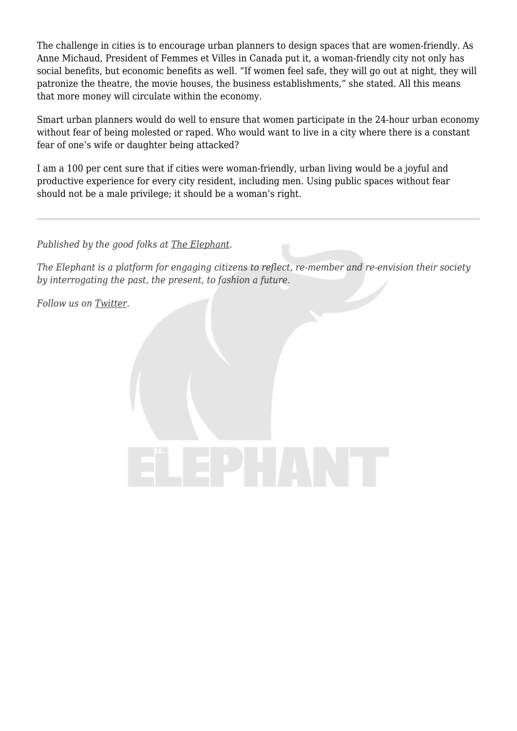The challenge in cities is to encourage urban planners to design spaces that are women-friendly. As Anne Michaud, President of Femmes et Villes in Canada put it, a woman-friendly city not only has social benefits, but economic benefits as well. “If women feel safe, they will go out at night, they will patronize the theatre, the movie houses, the business establishments,” she stated. All this means that more money will circulate within the economy.

Smart urban planners would do well to ensure that women participate in the 24-hour urban economy without fear of being molested or raped. Who would want to live in a city where there is a constant fear of one’s wife or daughter being attacked?

I am a 100 per cent sure that if cities were woman-friendly, urban living would be a joyful and productive experience for every city resident, including men. Using public spaces without fear should not be a male privilege; it should be a woman’s right.

---

*Published by the good folks at The Elephant.*

*The Elephant is a platform for engaging citizens to reflect, re-member and re-envision their society by interrogating the past, the present, to fashion a future.*

*Follow us on Twitter.*